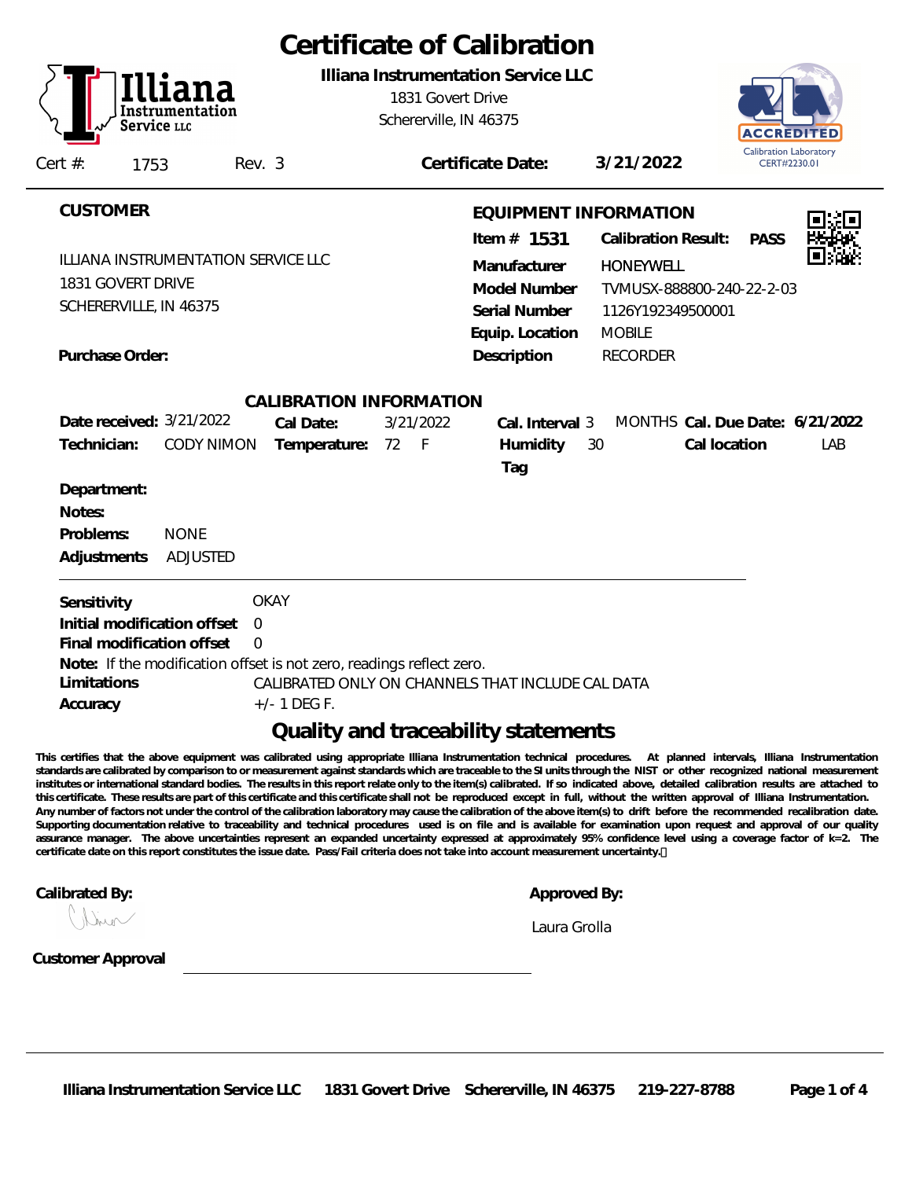# Certificate of Calibration

**Illiana Instrumentation Service LLC**
1831 Govert Drive
Schererville, IN 46375

Calibration Laboratory CERT#2230.01

Cert #: 1753 Rev. 3 **Certificate Date:** **3/21/2022**

## CUSTOMER

ILLIANA INSTRUMENTATION SERVICE LLC
1831 GOVERT DRIVE
SCHERERVILLE, IN 46375

**Purchase Order:**

## EQUIPMENT INFORMATION

**Item #** **1531** **Calibration Result:** **PASS**

| | |
|---|---|
| **Manufacturer** | HONEYWELL |
| **Model Number** | TVMUSX-888800-240-22-2-03 |
| **Serial Number** | 1126Y192349500001 |
| **Equip. Location** | MOBILE |
| **Description** | RECORDER |

## CALIBRATION INFORMATION

**Date received:** 3/21/2022 **Cal Date:** 3/21/2022 **Cal. Interval** 3 MONTHS **Cal. Due Date:** **6/21/2022**

**Technician:** CODY NIMON **Temperature:** 72 F **Humidity** 30 **Cal location** LAB

**Tag**

**Department:**

**Notes:**

**Problems:** NONE

**Adjustments** ADJUSTED

---

**Sensitivity** OKAY

**Initial modification offset** 0

**Final modification offset** 0

**Note:** If the modification offset is not zero, readings reflect zero.

**Limitations** CALIBRATED ONLY ON CHANNELS THAT INCLUDE CAL DATA

**Accuracy** +/- 1 DEG F.

## Quality and traceability statements

**This certifies that the above equipment was calibrated using appropriate Illiana Instrumentation technical procedures. At planned intervals, Illiana Instrumentation standards are calibrated by comparison to or measurement against standards which are traceable to the SI units through the NIST or other recognized national measurement institutes or international standard bodies. The results in this report relate only to the item(s) calibrated. If so indicated above, detailed calibration results are attached to this certificate. These results are part of this certificate and this certificate shall not be reproduced except in full, without the written approval of Illiana Instrumentation. Any number of factors not under the control of the calibration laboratory may cause the calibration of the above item(s) to drift before the recommended recalibration date. Supporting documentation relative to traceability and technical procedures used is on file and is available for examination upon request and approval of our quality assurance manager. The above uncertainties represent an expanded uncertainty expressed at approximately 95% confidence level using a coverage factor of k=2. The certificate date on this report constitutes the issue date. Pass/Fail criteria does not take into account measurement uncertainty.**

**Calibrated By:**

**Approved By:**
Laura Grolla

**Customer Approval** ______________________________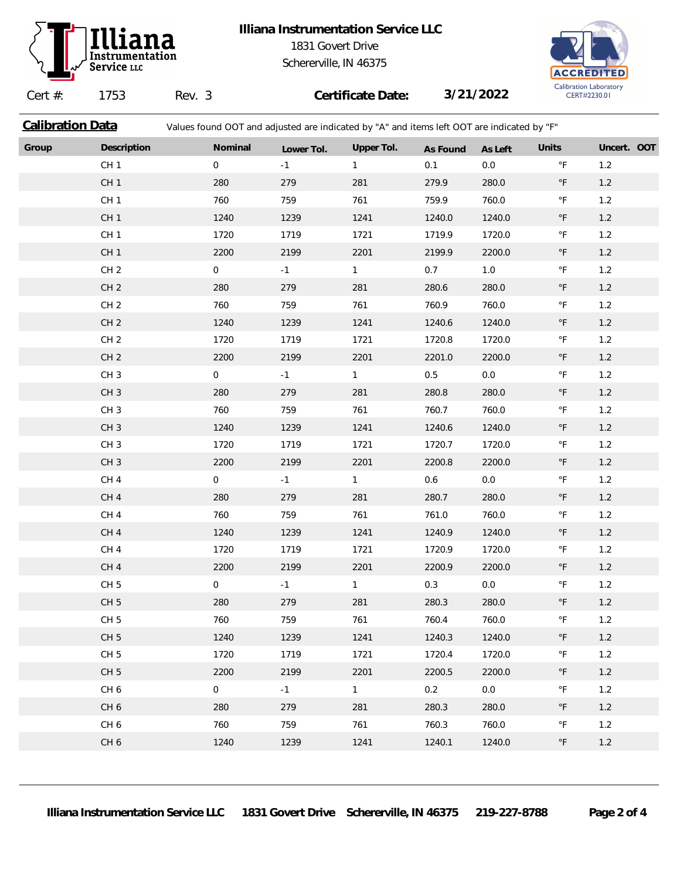**Illiana Instrumentation Service LLC**
1831 Govert Drive
Schererville, IN 46375

ACCREDITED
Calibration Laboratory
CERT#2230.01

Cert #: 1753 Rev. 3 **Certificate Date:** **3/21/2022**

## Calibration Data

Values found OOT and adjusted are indicated by "A" and items left OOT are indicated by "F"

| Group | Description | Nominal | Lower Tol. | Upper Tol. | As Found | As Left | Units | Uncert. | OOT |
|---|---|---|---|---|---|---|---|---|---|
| | CH 1 | 0 | -1 | 1 | 0.1 | 0.0 | °F | 1.2 | |
| | CH 1 | 280 | 279 | 281 | 279.9 | 280.0 | °F | 1.2 | |
| | CH 1 | 760 | 759 | 761 | 759.9 | 760.0 | °F | 1.2 | |
| | CH 1 | 1240 | 1239 | 1241 | 1240.0 | 1240.0 | °F | 1.2 | |
| | CH 1 | 1720 | 1719 | 1721 | 1719.9 | 1720.0 | °F | 1.2 | |
| | CH 1 | 2200 | 2199 | 2201 | 2199.9 | 2200.0 | °F | 1.2 | |
| | CH 2 | 0 | -1 | 1 | 0.7 | 1.0 | °F | 1.2 | |
| | CH 2 | 280 | 279 | 281 | 280.6 | 280.0 | °F | 1.2 | |
| | CH 2 | 760 | 759 | 761 | 760.9 | 760.0 | °F | 1.2 | |
| | CH 2 | 1240 | 1239 | 1241 | 1240.6 | 1240.0 | °F | 1.2 | |
| | CH 2 | 1720 | 1719 | 1721 | 1720.8 | 1720.0 | °F | 1.2 | |
| | CH 2 | 2200 | 2199 | 2201 | 2201.0 | 2200.0 | °F | 1.2 | |
| | CH 3 | 0 | -1 | 1 | 0.5 | 0.0 | °F | 1.2 | |
| | CH 3 | 280 | 279 | 281 | 280.8 | 280.0 | °F | 1.2 | |
| | CH 3 | 760 | 759 | 761 | 760.7 | 760.0 | °F | 1.2 | |
| | CH 3 | 1240 | 1239 | 1241 | 1240.6 | 1240.0 | °F | 1.2 | |
| | CH 3 | 1720 | 1719 | 1721 | 1720.7 | 1720.0 | °F | 1.2 | |
| | CH 3 | 2200 | 2199 | 2201 | 2200.8 | 2200.0 | °F | 1.2 | |
| | CH 4 | 0 | -1 | 1 | 0.6 | 0.0 | °F | 1.2 | |
| | CH 4 | 280 | 279 | 281 | 280.7 | 280.0 | °F | 1.2 | |
| | CH 4 | 760 | 759 | 761 | 761.0 | 760.0 | °F | 1.2 | |
| | CH 4 | 1240 | 1239 | 1241 | 1240.9 | 1240.0 | °F | 1.2 | |
| | CH 4 | 1720 | 1719 | 1721 | 1720.9 | 1720.0 | °F | 1.2 | |
| | CH 4 | 2200 | 2199 | 2201 | 2200.9 | 2200.0 | °F | 1.2 | |
| | CH 5 | 0 | -1 | 1 | 0.3 | 0.0 | °F | 1.2 | |
| | CH 5 | 280 | 279 | 281 | 280.3 | 280.0 | °F | 1.2 | |
| | CH 5 | 760 | 759 | 761 | 760.4 | 760.0 | °F | 1.2 | |
| | CH 5 | 1240 | 1239 | 1241 | 1240.3 | 1240.0 | °F | 1.2 | |
| | CH 5 | 1720 | 1719 | 1721 | 1720.4 | 1720.0 | °F | 1.2 | |
| | CH 5 | 2200 | 2199 | 2201 | 2200.5 | 2200.0 | °F | 1.2 | |
| | CH 6 | 0 | -1 | 1 | 0.2 | 0.0 | °F | 1.2 | |
| | CH 6 | 280 | 279 | 281 | 280.3 | 280.0 | °F | 1.2 | |
| | CH 6 | 760 | 759 | 761 | 760.3 | 760.0 | °F | 1.2 | |
| | CH 6 | 1240 | 1239 | 1241 | 1240.1 | 1240.0 | °F | 1.2 | |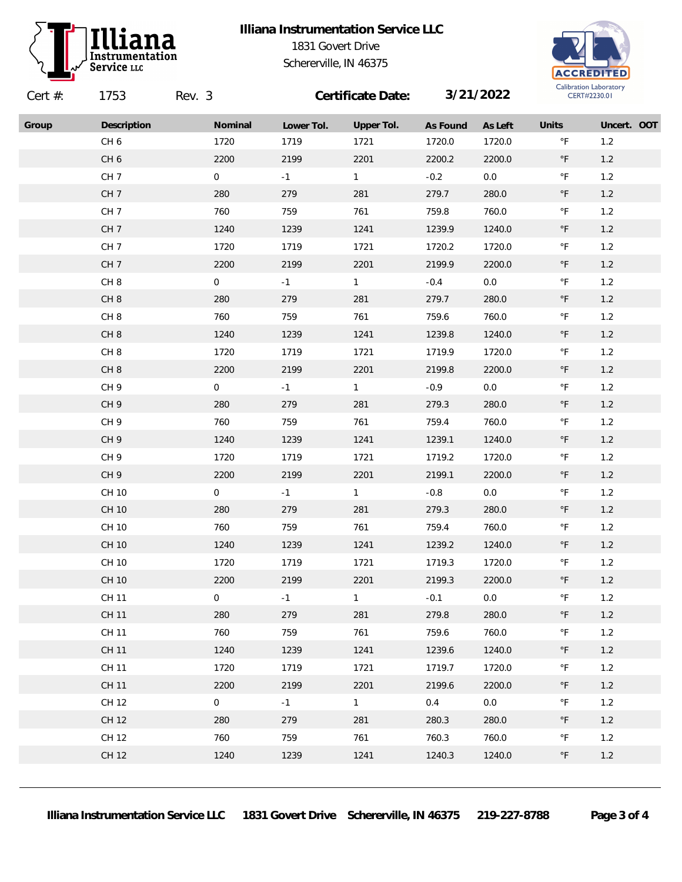**Illiana Instrumentation Service LLC**
1831 Govert Drive
Schererville, IN 46375

ACCREDITED
Calibration Laboratory
CERT#2230.01

Cert #: 1753 Rev. 3 **Certificate Date:** **3/21/2022**

| Group | Description | Nominal | Lower Tol. | Upper Tol. | As Found | As Left | Units | Uncert. | OOT |
|---|---|---|---|---|---|---|---|---|---|
| | CH 6 | 1720 | 1719 | 1721 | 1720.0 | 1720.0 | °F | 1.2 | |
| | CH 6 | 2200 | 2199 | 2201 | 2200.2 | 2200.0 | °F | 1.2 | |
| | CH 7 | 0 | -1 | 1 | -0.2 | 0.0 | °F | 1.2 | |
| | CH 7 | 280 | 279 | 281 | 279.7 | 280.0 | °F | 1.2 | |
| | CH 7 | 760 | 759 | 761 | 759.8 | 760.0 | °F | 1.2 | |
| | CH 7 | 1240 | 1239 | 1241 | 1239.9 | 1240.0 | °F | 1.2 | |
| | CH 7 | 1720 | 1719 | 1721 | 1720.2 | 1720.0 | °F | 1.2 | |
| | CH 7 | 2200 | 2199 | 2201 | 2199.9 | 2200.0 | °F | 1.2 | |
| | CH 8 | 0 | -1 | 1 | -0.4 | 0.0 | °F | 1.2 | |
| | CH 8 | 280 | 279 | 281 | 279.7 | 280.0 | °F | 1.2 | |
| | CH 8 | 760 | 759 | 761 | 759.6 | 760.0 | °F | 1.2 | |
| | CH 8 | 1240 | 1239 | 1241 | 1239.8 | 1240.0 | °F | 1.2 | |
| | CH 8 | 1720 | 1719 | 1721 | 1719.9 | 1720.0 | °F | 1.2 | |
| | CH 8 | 2200 | 2199 | 2201 | 2199.8 | 2200.0 | °F | 1.2 | |
| | CH 9 | 0 | -1 | 1 | -0.9 | 0.0 | °F | 1.2 | |
| | CH 9 | 280 | 279 | 281 | 279.3 | 280.0 | °F | 1.2 | |
| | CH 9 | 760 | 759 | 761 | 759.4 | 760.0 | °F | 1.2 | |
| | CH 9 | 1240 | 1239 | 1241 | 1239.1 | 1240.0 | °F | 1.2 | |
| | CH 9 | 1720 | 1719 | 1721 | 1719.2 | 1720.0 | °F | 1.2 | |
| | CH 9 | 2200 | 2199 | 2201 | 2199.1 | 2200.0 | °F | 1.2 | |
| | CH 10 | 0 | -1 | 1 | -0.8 | 0.0 | °F | 1.2 | |
| | CH 10 | 280 | 279 | 281 | 279.3 | 280.0 | °F | 1.2 | |
| | CH 10 | 760 | 759 | 761 | 759.4 | 760.0 | °F | 1.2 | |
| | CH 10 | 1240 | 1239 | 1241 | 1239.2 | 1240.0 | °F | 1.2 | |
| | CH 10 | 1720 | 1719 | 1721 | 1719.3 | 1720.0 | °F | 1.2 | |
| | CH 10 | 2200 | 2199 | 2201 | 2199.3 | 2200.0 | °F | 1.2 | |
| | CH 11 | 0 | -1 | 1 | -0.1 | 0.0 | °F | 1.2 | |
| | CH 11 | 280 | 279 | 281 | 279.8 | 280.0 | °F | 1.2 | |
| | CH 11 | 760 | 759 | 761 | 759.6 | 760.0 | °F | 1.2 | |
| | CH 11 | 1240 | 1239 | 1241 | 1239.6 | 1240.0 | °F | 1.2 | |
| | CH 11 | 1720 | 1719 | 1721 | 1719.7 | 1720.0 | °F | 1.2 | |
| | CH 11 | 2200 | 2199 | 2201 | 2199.6 | 2200.0 | °F | 1.2 | |
| | CH 12 | 0 | -1 | 1 | 0.4 | 0.0 | °F | 1.2 | |
| | CH 12 | 280 | 279 | 281 | 280.3 | 280.0 | °F | 1.2 | |
| | CH 12 | 760 | 759 | 761 | 760.3 | 760.0 | °F | 1.2 | |
| | CH 12 | 1240 | 1239 | 1241 | 1240.3 | 1240.0 | °F | 1.2 | |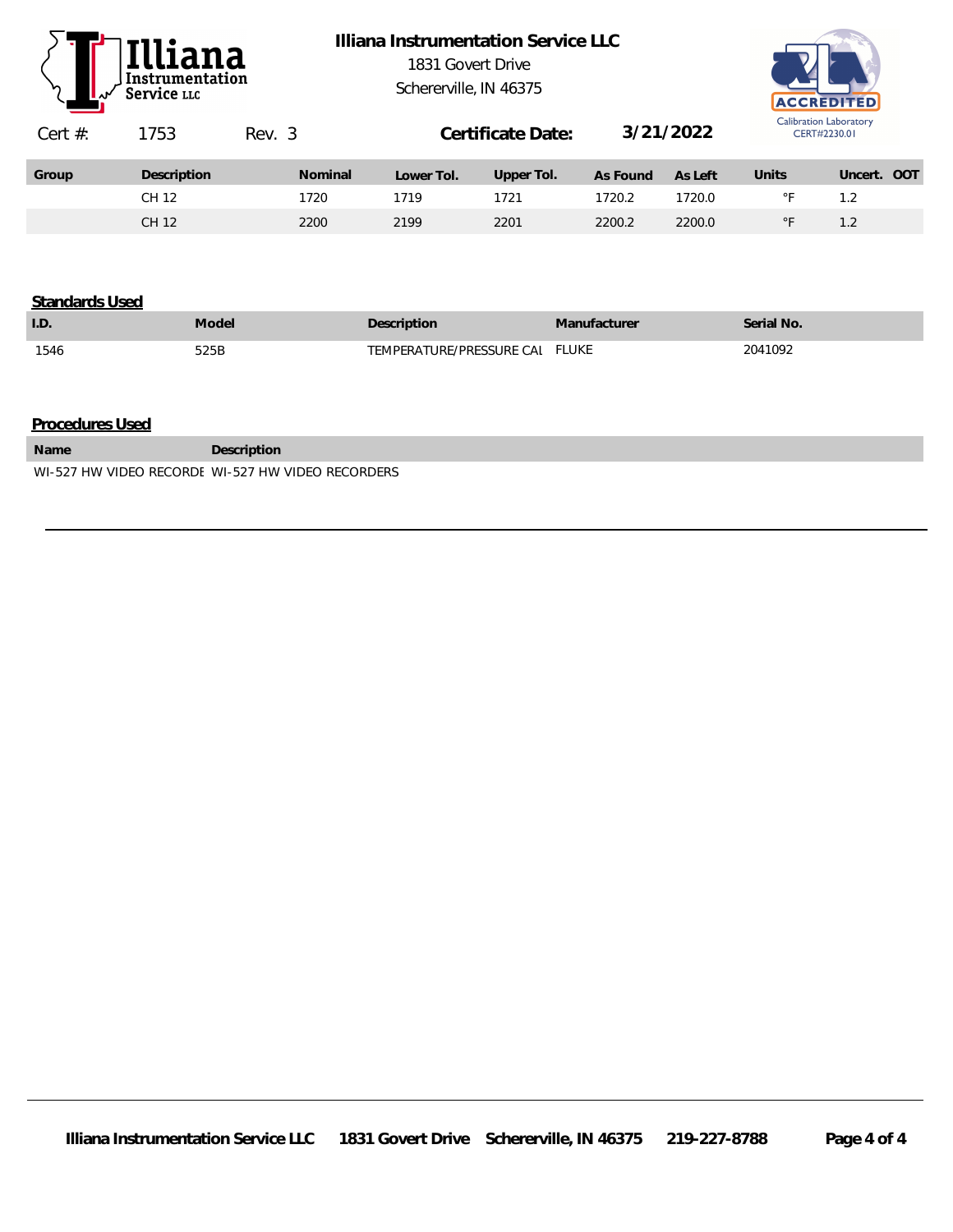**Illiana Instrumentation Service LLC**
1831 Govert Drive
Schererville, IN 46375

Calibration Laboratory
CERT#2230.01

Cert #: 1753 Rev. 3 **Certificate Date:** **3/21/2022**

| Group | Description | Nominal | Lower Tol. | Upper Tol. | As Found | As Left | Units | Uncert. | OOT |
|---|---|---|---|---|---|---|---|---|---|
| | CH 12 | 1720 | 1719 | 1721 | 1720.2 | 1720.0 | °F | 1.2 | |
| | CH 12 | 2200 | 2199 | 2201 | 2200.2 | 2200.0 | °F | 1.2 | |

**Standards Used**

| I.D. | Model | Description | Manufacturer | Serial No. |
|---|---|---|---|---|
| 1546 | 525B | TEMPERATURE/PRESSURE CAL | FLUKE | 2041092 |

**Procedures Used**

| Name | Description |
|---|---|
| WI-527 HW VIDEO RECORDE | WI-527 HW VIDEO RECORDERS |